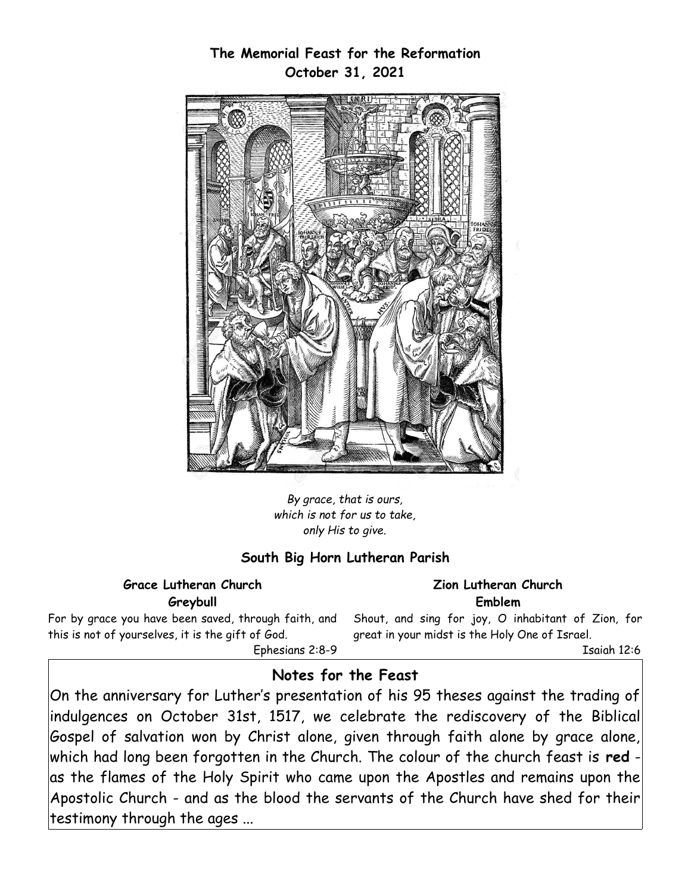# The Memorial Feast for the Reformation
## October 31, 2021

*By grace, that is ours,*
*which is not for us to take,*
*only His to give.*

## South Big Horn Lutheran Parish

**Grace Lutheran Church**
**Greybull**

For by grace you have been saved, through faith, and this is not of yourselves, it is the gift of God.

Ephesians 2:8-9

**Zion Lutheran Church**
**Emblem**

Shout, and sing for joy, O inhabitant of Zion, for great in your midst is the Holy One of Israel.

Isaiah 12:6

## Notes for the Feast

On the anniversary for Luther's presentation of his 95 theses against the trading of indulgences on October 31st, 1517, we celebrate the rediscovery of the Biblical Gospel of salvation won by Christ alone, given through faith alone by grace alone, which had long been forgotten in the Church. The colour of the church feast is **red** - as the flames of the Holy Spirit who came upon the Apostles and remains upon the Apostolic Church - and as the blood the servants of the Church have shed for their testimony through the ages ...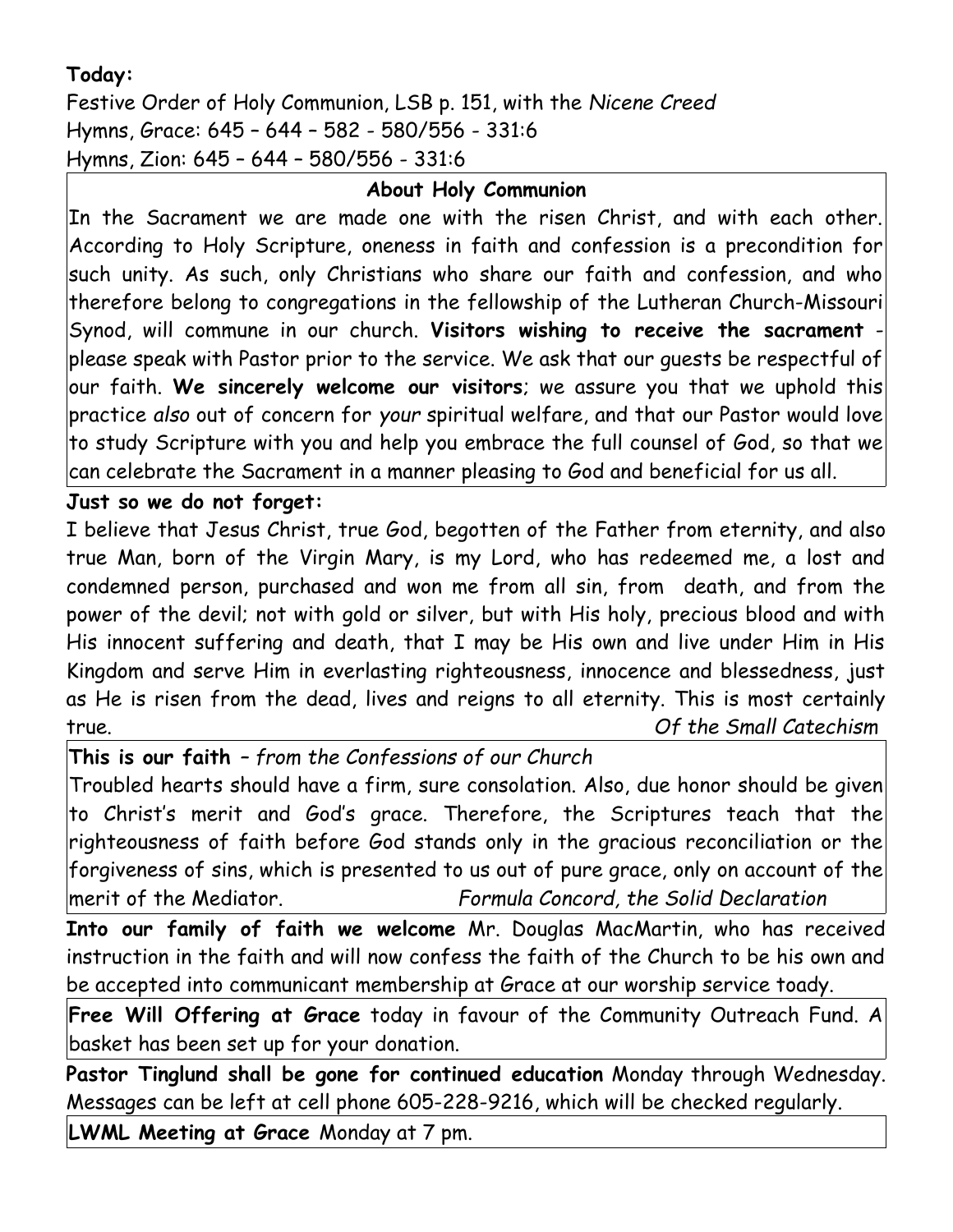**Today:**

Festive Order of Holy Communion, LSB p. 151, with the *Nicene Creed*

Hymns, Grace: 645 – 644 – 582 - 580/556 - 331:6

Hymns, Zion: 645 – 644 – 580/556 - 331:6

**About Holy Communion**

In the Sacrament we are made one with the risen Christ, and with each other. According to Holy Scripture, oneness in faith and confession is a precondition for such unity. As such, only Christians who share our faith and confession, and who therefore belong to congregations in the fellowship of the Lutheran Church-Missouri Synod, will commune in our church. **Visitors wishing to receive the sacrament** - please speak with Pastor prior to the service. We ask that our guests be respectful of our faith. **We sincerely welcome our visitors**; we assure you that we uphold this practice *also* out of concern for *your* spiritual welfare, and that our Pastor would love to study Scripture with you and help you embrace the full counsel of God, so that we can celebrate the Sacrament in a manner pleasing to God and beneficial for us all.

**Just so we do not forget:**

I believe that Jesus Christ, true God, begotten of the Father from eternity, and also true Man, born of the Virgin Mary, is my Lord, who has redeemed me, a lost and condemned person, purchased and won me from all sin, from death, and from the power of the devil; not with gold or silver, but with His holy, precious blood and with His innocent suffering and death, that I may be His own and live under Him in His Kingdom and serve Him in everlasting righteousness, innocence and blessedness, just as He is risen from the dead, lives and reigns to all eternity. This is most certainly true. *Of the Small Catechism*

**This is our faith** – *from the Confessions of our Church*

Troubled hearts should have a firm, sure consolation. Also, due honor should be given to Christ's merit and God's grace. Therefore, the Scriptures teach that the righteousness of faith before God stands only in the gracious reconciliation or the forgiveness of sins, which is presented to us out of pure grace, only on account of the merit of the Mediator. *Formula Concord, the Solid Declaration*

**Into our family of faith we welcome** Mr. Douglas MacMartin, who has received instruction in the faith and will now confess the faith of the Church to be his own and be accepted into communicant membership at Grace at our worship service toady.

**Free Will Offering at Grace** today in favour of the Community Outreach Fund. A basket has been set up for your donation.

**Pastor Tinglund shall be gone for continued education** Monday through Wednesday. Messages can be left at cell phone 605-228-9216, which will be checked regularly.

**LWML Meeting at Grace** Monday at 7 pm.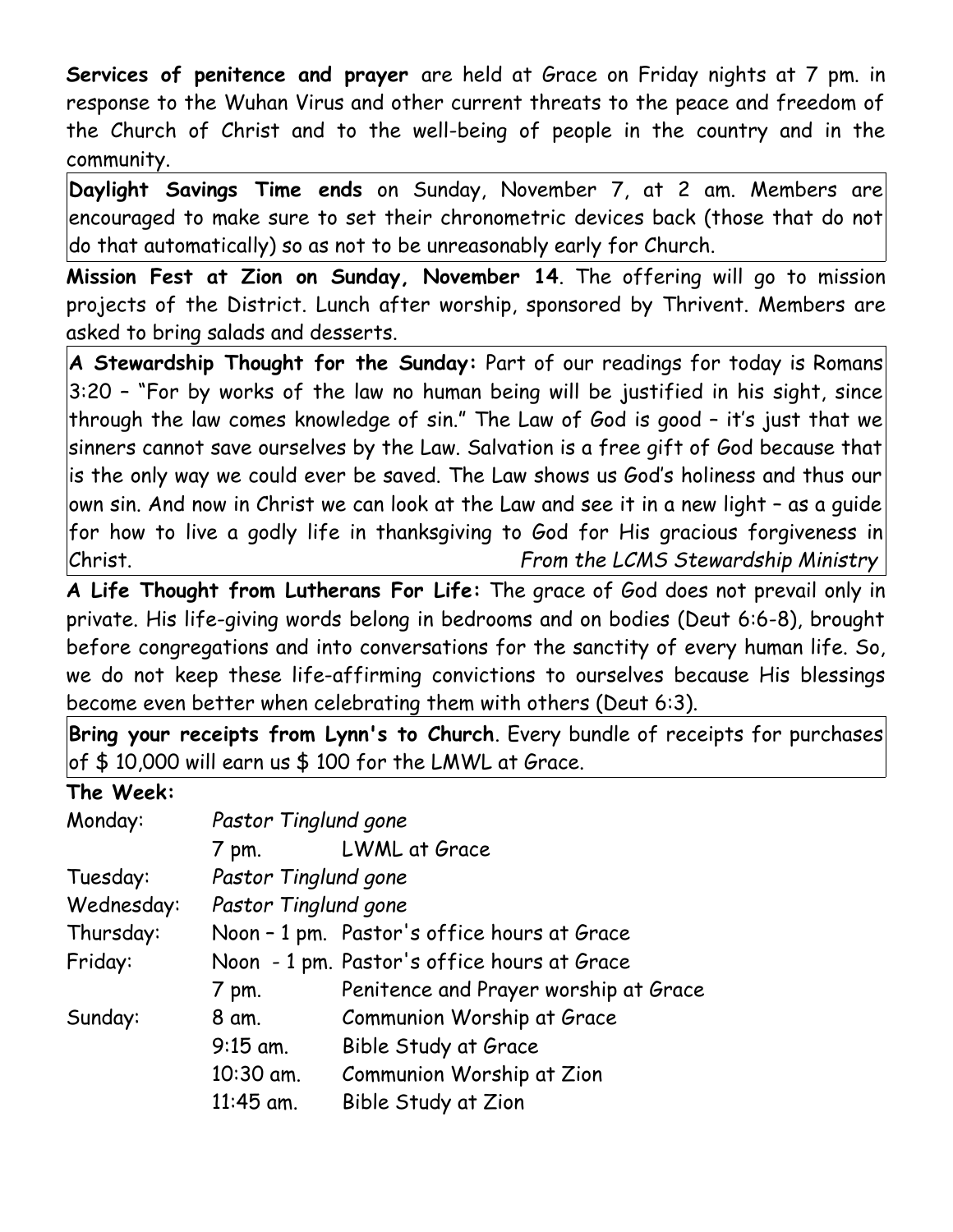**Services of penitence and prayer** are held at Grace on Friday nights at 7 pm. in response to the Wuhan Virus and other current threats to the peace and freedom of the Church of Christ and to the well-being of people in the country and in the community.

**Daylight Savings Time ends** on Sunday, November 7, at 2 am. Members are encouraged to make sure to set their chronometric devices back (those that do not do that automatically) so as not to be unreasonably early for Church.

**Mission Fest at Zion on Sunday, November 14**. The offering will go to mission projects of the District. Lunch after worship, sponsored by Thrivent. Members are asked to bring salads and desserts.

**A Stewardship Thought for the Sunday:** Part of our readings for today is Romans 3:20 – "For by works of the law no human being will be justified in his sight, since through the law comes knowledge of sin." The Law of God is good – it's just that we sinners cannot save ourselves by the Law. Salvation is a free gift of God because that is the only way we could ever be saved. The Law shows us God's holiness and thus our own sin. And now in Christ we can look at the Law and see it in a new light – as a guide for how to live a godly life in thanksgiving to God for His gracious forgiveness in Christ. *From the LCMS Stewardship Ministry*

**A Life Thought from Lutherans For Life:** The grace of God does not prevail only in private. His life-giving words belong in bedrooms and on bodies (Deut 6:6-8), brought before congregations and into conversations for the sanctity of every human life. So, we do not keep these life-affirming convictions to ourselves because His blessings become even better when celebrating them with others (Deut 6:3).

**Bring your receipts from Lynn's to Church**. Every bundle of receipts for purchases of $ 10,000 will earn us $ 100 for the LMWL at Grace.

**The Week:**

| | | |
|---|---|---|
| Monday: | *Pastor Tinglund gone* | |
| | 7 pm. | LWML at Grace |
| Tuesday: | *Pastor Tinglund gone* | |
| Wednesday: | *Pastor Tinglund gone* | |
| Thursday: | Noon – 1 pm. | Pastor's office hours at Grace |
| Friday: | Noon - 1 pm. | Pastor's office hours at Grace |
| | 7 pm. | Penitence and Prayer worship at Grace |
| Sunday: | 8 am. | Communion Worship at Grace |
| | 9:15 am. | Bible Study at Grace |
| | 10:30 am. | Communion Worship at Zion |
| | 11:45 am. | Bible Study at Zion |